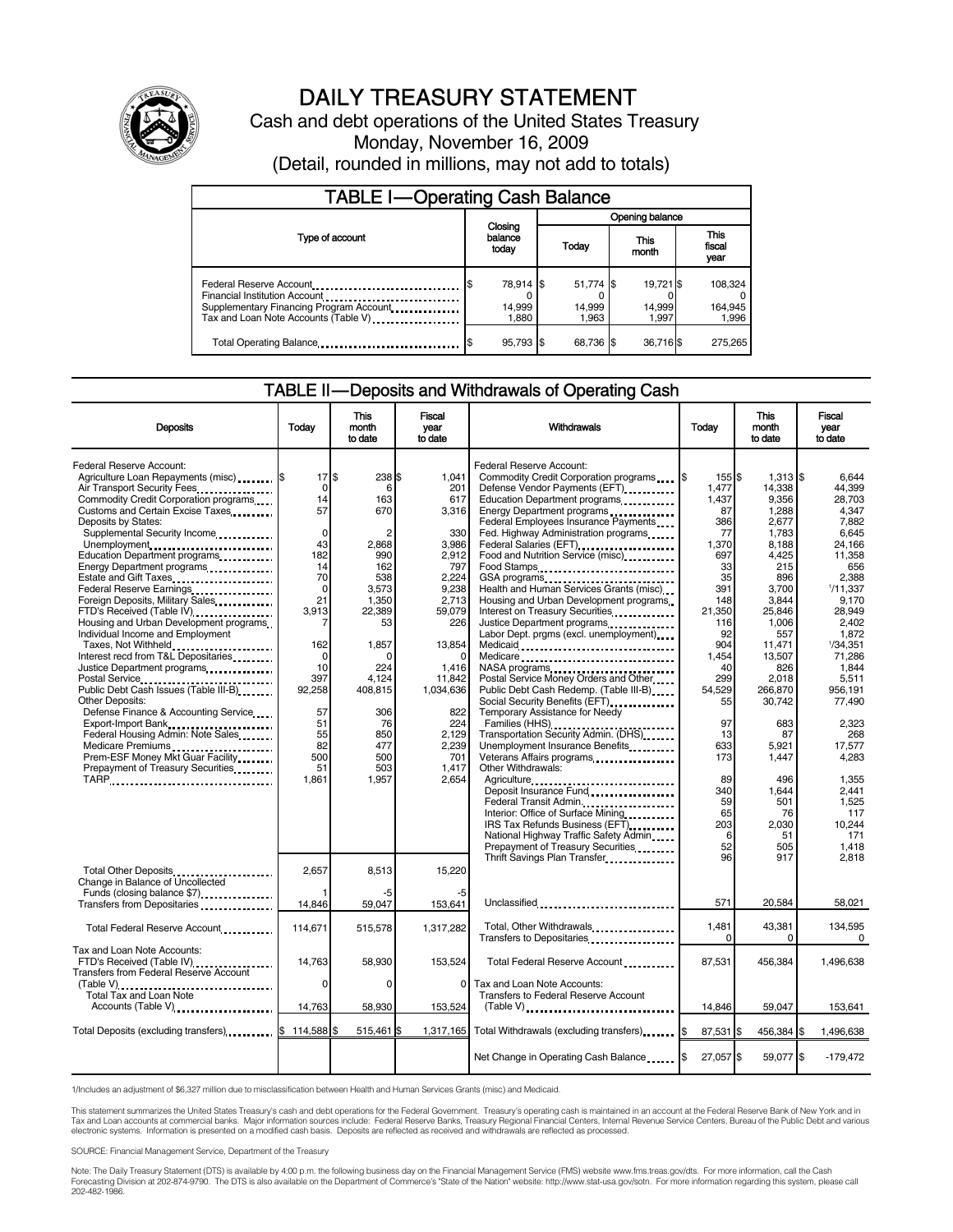# DAILY TREASURY STATEMENT

Cash and debt operations of the United States Treasury

Monday, November 16, 2009

(Detail, rounded in millions, may not add to totals)

## TABLE I—Operating Cash Balance

| Type of account | Closing balance today | Opening balance Today | This month | This fiscal year |
|---|---|---|---|---|
| Federal Reserve Account | $ 78,914 | $ 51,774 | $ 19,721 | $ 108,324 |
| Financial Institution Account | 0 | 0 | 0 | 0 |
| Supplementary Financing Program Account | 14,999 | 14,999 | 14,999 | 164,945 |
| Tax and Loan Note Accounts (Table V) | 1,880 | 1,963 | 1,997 | 1,996 |
| Total Operating Balance | $ 95,793 | $ 68,736 | $ 36,716 | $ 275,265 |

## TABLE II—Deposits and Withdrawals of Operating Cash

| Deposits | Today | This month to date | Fiscal year to date |
|---|---|---|---|
| Federal Reserve Account: | | | |
| Agriculture Loan Repayments (misc) | $ 17 | $ 238 | $ 1,041 |
| Air Transport Security Fees | 0 | 6 | 201 |
| Commodity Credit Corporation programs | 14 | 163 | 617 |
| Customs and Certain Excise Taxes | 57 | 670 | 3,316 |
| Deposits by States: | | | |
| Supplemental Security Income | 0 | 2 | 330 |
| Unemployment | 43 | 2,868 | 3,986 |
| Education Department programs | 182 | 990 | 2,912 |
| Energy Department programs | 14 | 162 | 797 |
| Estate and Gift Taxes | 70 | 538 | 2,224 |
| Federal Reserve Earnings | 0 | 3,573 | 9,238 |
| Foreign Deposits, Military Sales | 21 | 1,350 | 2,713 |
| FTD's Received (Table IV) | 3,913 | 22,389 | 59,079 |
| Housing and Urban Development programs | 7 | 53 | 226 |
| Individual Income and Employment Taxes, Not Withheld | 162 | 1,857 | 13,854 |
| Interest recd from T&L Depositaries | 0 | 0 | 0 |
| Justice Department programs | 10 | 224 | 1,416 |
| Postal Service | 397 | 4,124 | 11,842 |
| Public Debt Cash Issues (Table III-B) | 92,258 | 408,815 | 1,034,636 |
| Other Deposits: | | | |
| Defense Finance & Accounting Service | 57 | 306 | 822 |
| Export-Import Bank | 51 | 76 | 224 |
| Federal Housing Admin: Note Sales | 55 | 850 | 2,129 |
| Medicare Premiums | 82 | 477 | 2,239 |
| Prem-ESF Money Mkt Guar Facility | 500 | 500 | 701 |
| Prepayment of Treasury Securities | 51 | 503 | 1,417 |
| TARP | 1,861 | 1,957 | 2,654 |
| Total Other Deposits | 2,657 | 8,513 | 15,220 |
| Change in Balance of Uncollected Funds (closing balance $7) | 1 | -5 | -5 |
| Transfers from Depositaries | 14,846 | 59,047 | 153,641 |
| Total Federal Reserve Account | 114,671 | 515,578 | 1,317,282 |
| Tax and Loan Note Accounts: | | | |
| FTD's Received (Table IV) | 14,763 | 58,930 | 153,524 |
| Transfers from Federal Reserve Account (Table V) | 0 | 0 | 0 |
| Total Tax and Loan Note Accounts (Table V) | 14,763 | 58,930 | 153,524 |
| Total Deposits (excluding transfers) | $ 114,588 | $ 515,461 | $ 1,317,165 |

| Withdrawals | Today | This month to date | Fiscal year to date |
|---|---|---|---|
| Federal Reserve Account: | | | |
| Commodity Credit Corporation programs | $ 155 | $ 1,313 | $ 6,644 |
| Defense Vendor Payments (EFT) | 1,477 | 14,338 | 44,399 |
| Education Department programs | 1,437 | 9,356 | 28,703 |
| Energy Department programs | 87 | 1,288 | 4,347 |
| Federal Employees Insurance Payments | 386 | 2,677 | 7,882 |
| Fed. Highway Administration programs | 77 | 1,783 | 6,645 |
| Federal Salaries (EFT) | 1,370 | 8,188 | 24,166 |
| Food and Nutrition Service (misc) | 697 | 4,425 | 11,358 |
| Food Stamps | 33 | 215 | 656 |
| GSA programs | 35 | 896 | 2,388 |
| Health and Human Services Grants (misc) | 391 | 3,700 | [1]11,337 |
| Housing and Urban Development programs | 148 | 3,844 | 9,170 |
| Interest on Treasury Securities | 21,350 | 25,846 | 28,949 |
| Justice Department programs | 116 | 1,006 | 2,402 |
| Labor Dept. prgms (excl. unemployment) | 92 | 557 | 1,872 |
| Medicaid | 904 | 11,471 | [1]34,351 |
| Medicare | 1,454 | 13,507 | 71,286 |
| NASA programs | 40 | 826 | 1,844 |
| Postal Service Money Orders and Other | 299 | 2,018 | 5,511 |
| Public Debt Cash Redemp. (Table III-B) | 54,529 | 266,870 | 956,191 |
| Social Security Benefits (EFT) | 55 | 30,742 | 77,490 |
| Temporary Assistance for Needy Families (HHS) | 97 | 683 | 2,323 |
| Transportation Security Admin. (DHS) | 13 | 87 | 268 |
| Unemployment Insurance Benefits | 633 | 5,921 | 17,577 |
| Veterans Affairs programs | 173 | 1,447 | 4,283 |
| Other Withdrawals: | | | |
| Agriculture | 89 | 496 | 1,355 |
| Deposit Insurance Fund | 340 | 1,644 | 2,441 |
| Federal Transit Admin. | 59 | 501 | 1,525 |
| Interior: Office of Surface Mining | 65 | 76 | 117 |
| IRS Tax Refunds Business (EFT) | 203 | 2,030 | 10,244 |
| National Highway Traffic Safety Admin | 6 | 51 | 171 |
| Prepayment of Treasury Securities | 52 | 505 | 1,418 |
| Thrift Savings Plan Transfer | 96 | 917 | 2,818 |
| Unclassified | 571 | 20,584 | 58,021 |
| Total, Other Withdrawals | 1,481 | 43,381 | 134,595 |
| Transfers to Depositaries | 0 | 0 | 0 |
| Total Federal Reserve Account | 87,531 | 456,384 | 1,496,638 |
| Tax and Loan Note Accounts: | | | |
| Transfers to Federal Reserve Account (Table V) | 14,846 | 59,047 | 153,641 |
| Total Withdrawals (excluding transfers) | $ 87,531 | $ 456,384 | $ 1,496,638 |
| Net Change in Operating Cash Balance | $ 27,057 | $ 59,077 | $ -179,472 |

1/Includes an adjustment of $6,327 million due to misclassification between Health and Human Services Grants (misc) and Medicaid.

This statement summarizes the United States Treasury's cash and debt operations for the Federal Government. Treasury's operating cash is maintained in an account at the Federal Reserve Bank of New York and in Tax and Loan accounts at commercial banks. Major information sources include: Federal Reserve Banks, Treasury Regional Financial Centers, Internal Revenue Service Centers, Bureau of the Public Debt and various electronic systems. Information is presented on a modified cash basis. Deposits are reflected as received and withdrawals are reflected as processed.

SOURCE: Financial Management Service, Department of the Treasury

Note: The Daily Treasury Statement (DTS) is available by 4:00 p.m. the following business day on the Financial Management Service (FMS) website www.fms.treas.gov/dts. For more information, call the Cash Forecasting Division at 202-874-9790. The DTS is also available on the Department of Commerce's "State of the Nation" website: http://www.stat-usa.gov/sotn. For more information regarding this system, please call 202-482-1986.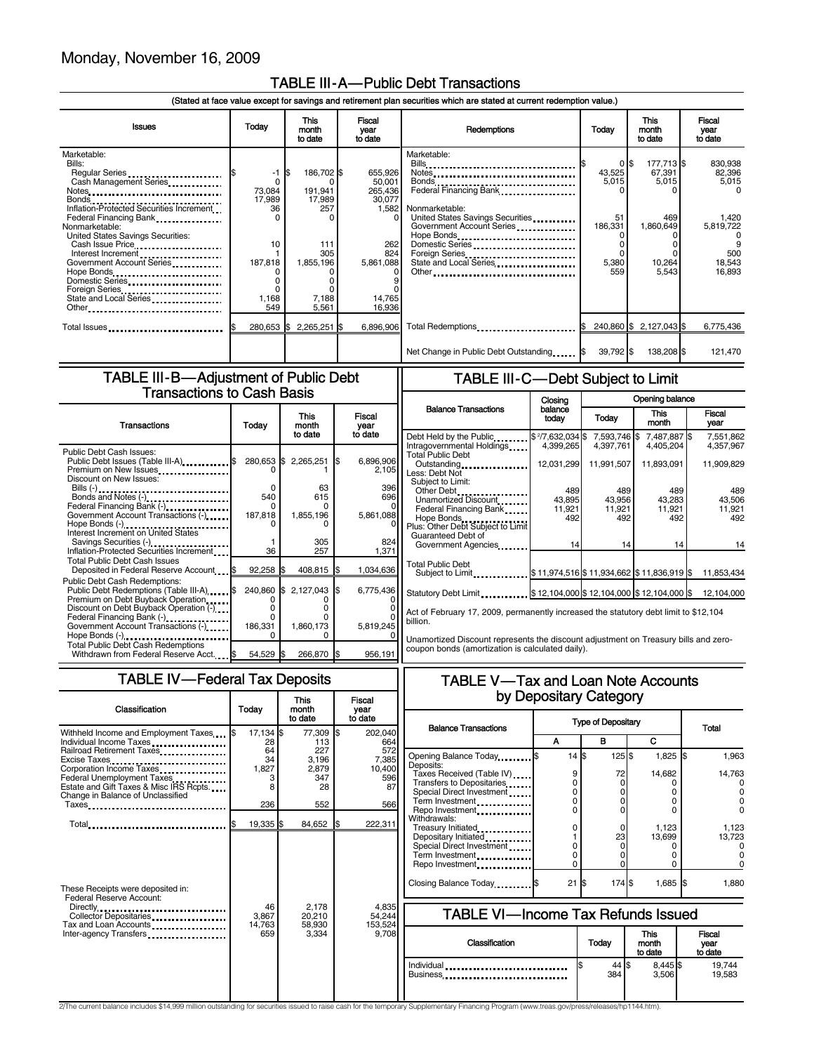Monday, November 16, 2009

## TABLE III-A—Public Debt Transactions

(Stated at face value except for savings and retirement plan securities which are stated at current redemption value.)

| Issues | Today | This month to date | Fiscal year to date |
|---|---|---|---|
| Marketable: | | | |
| Bills: | | | |
| Regular Series | $ -1 | $ 186,702 | $ 655,926 |
| Cash Management Series | 0 | 0 | 50,001 |
| Notes | 73,084 | 191,941 | 265,436 |
| Bonds | 17,989 | 17,989 | 30,077 |
| Inflation-Protected Securities Increment | 36 | 257 | 1,582 |
| Federal Financing Bank | 0 | 0 | 0 |
| Nonmarketable: | | | |
| United States Savings Securities: | | | |
| Cash Issue Price | 10 | 111 | 262 |
| Interest Increment | 1 | 305 | 824 |
| Government Account Series | 187,818 | 1,855,196 | 5,861,088 |
| Hope Bonds | 0 | 0 | 0 |
| Domestic Series | 0 | 0 | 9 |
| Foreign Series | 0 | 0 | 0 |
| State and Local Series | 1,168 | 7,188 | 14,765 |
| Other | 549 | 5,561 | 16,936 |
| Total Issues | $ 280,653 | $ 2,265,251 | $ 6,896,906 |

| Redemptions | Today | This month to date | Fiscal year to date |
|---|---|---|---|
| Marketable: | | | |
| Bills | $ 0 | $ 177,713 | $ 830,938 |
| Notes | 43,525 | 67,391 | 82,396 |
| Bonds | 5,015 | 5,015 | 5,015 |
| Federal Financing Bank | 0 | 0 | 0 |
| Nonmarketable: | | | |
| United States Savings Securities | 51 | 469 | 1,420 |
| Government Account Series | 186,331 | 1,860,649 | 5,819,722 |
| Hope Bonds | 0 | 0 | 0 |
| Domestic Series | 0 | 0 | 9 |
| Foreign Series | 0 | 0 | 500 |
| State and Local Series | 5,380 | 10,264 | 18,543 |
| Other | 559 | 5,543 | 16,893 |
| Total Redemptions | $ 240,860 | $ 2,127,043 | $ 6,775,436 |
| Net Change in Public Debt Outstanding | $ 39,792 | $ 138,208 | $ 121,470 |

## TABLE III-B—Adjustment of Public Debt Transactions to Cash Basis

| Transactions | Today | This month to date | Fiscal year to date |
|---|---|---|---|
| Public Debt Cash Issues: | | | |
| Public Debt Issues (Table III-A) | $ 280,653 | $ 2,265,251 | $ 6,896,906 |
| Premium on New Issues | 0 | 1 | 2,105 |
| Discount on New Issues: | | | |
| Bills (-) | 0 | 63 | 396 |
| Bonds and Notes (-) | 540 | 615 | 696 |
| Federal Financing Bank (-) | 0 | 0 | 0 |
| Government Account Transactions (-) | 187,818 | 1,855,196 | 5,861,088 |
| Hope Bonds (-) | 0 | 0 | 0 |
| Interest Increment on United States Savings Securities (-) | 1 | 305 | 824 |
| Inflation-Protected Securities Increment | 36 | 257 | 1,371 |
| Total Public Debt Cash Issues Deposited in Federal Reserve Account | $ 92,258 | $ 408,815 | $ 1,034,636 |
| Public Debt Cash Redemptions: | | | |
| Public Debt Redemptions (Table III-A) | $ 240,860 | $ 2,127,043 | $ 6,775,436 |
| Premium on Debt Buyback Operation | 0 | 0 | 0 |
| Discount on Debt Buyback Operation (-) | 0 | 0 | 0 |
| Federal Financing Bank (-) | 0 | 0 | 0 |
| Government Account Transactions (-) | 186,331 | 1,860,173 | 5,819,245 |
| Hope Bonds (-) | 0 | 0 | 0 |
| Total Public Debt Cash Redemptions Withdrawn from Federal Reserve Acct. | $ 54,529 | $ 266,870 | $ 956,191 |

## TABLE III-C—Debt Subject to Limit

| Balance Transactions | Closing balance today | Opening balance Today | Opening balance This month | Opening balance Fiscal year |
|---|---|---|---|---|
| Debt Held by the Public | $ [2]7,632,034 | $ 7,593,746 | $ 7,487,887 | $ 7,551,862 |
| Intragovernmental Holdings | 4,399,265 | 4,397,761 | 4,405,204 | 4,357,967 |
| Total Public Debt Outstanding | 12,031,299 | 11,991,507 | 11,893,091 | 11,909,829 |
| Less: Debt Not Subject to Limit: | | | | |
| Other Debt | 489 | 489 | 489 | 489 |
| Unamortized Discount | 43,895 | 43,956 | 43,283 | 43,506 |
| Federal Financing Bank | 11,921 | 11,921 | 11,921 | 11,921 |
| Hope Bonds | 492 | 492 | 492 | 492 |
| Plus: Other Debt Subject to Limit | | | | |
| Guaranteed Debt of Government Agencies | 14 | 14 | 14 | 14 |
| Total Public Debt Subject to Limit | $ 11,974,516 | $ 11,934,662 | $ 11,836,919 | $ 11,853,434 |
| Statutory Debt Limit | $ 12,104,000 | $ 12,104,000 | $ 12,104,000 | $ 12,104,000 |

Act of February 17, 2009, permanently increased the statutory debt limit to $12,104 billion.

Unamortized Discount represents the discount adjustment on Treasury bills and zero-coupon bonds (amortization is calculated daily).

## TABLE IV—Federal Tax Deposits

| Classification | Today | This month to date | Fiscal year to date |
|---|---|---|---|
| Withheld Income and Employment Taxes | $ 17,134 | $ 77,309 | $ 202,040 |
| Individual Income Taxes | 28 | 113 | 664 |
| Railroad Retirement Taxes | 64 | 227 | 572 |
| Excise Taxes | 34 | 3,196 | 7,385 |
| Corporation Income Taxes | 1,827 | 2,879 | 10,400 |
| Federal Unemployment Taxes | 3 | 347 | 596 |
| Estate and Gift Taxes & Misc IRS Rcpts. | 8 | 28 | 87 |
| Change in Balance of Unclassified Taxes | 236 | 552 | 566 |
| Total | $ 19,335 | $ 84,652 | $ 222,311 |
| These Receipts were deposited in: | | | |
| Federal Reserve Account: | | | |
| Directly | 46 | 2,178 | 4,835 |
| Collector Depositaries | 3,867 | 20,210 | 54,244 |
| Tax and Loan Accounts | 14,763 | 58,930 | 153,524 |
| Inter-agency Transfers | 659 | 3,334 | 9,708 |

## TABLE V—Tax and Loan Note Accounts by Depositary Category

| Balance Transactions | Type of Depositary A | B | C | Total |
|---|---|---|---|---|
| Opening Balance Today | $ 14 | $ 125 | $ 1,825 | $ 1,963 |
| Deposits: | | | | |
| Taxes Received (Table IV) | 9 | 72 | 14,682 | 14,763 |
| Transfers to Depositaries | 0 | 0 | 0 | 0 |
| Special Direct Investment | 0 | 0 | 0 | 0 |
| Term Investment | 0 | 0 | 0 | 0 |
| Repo Investment | 0 | 0 | 0 | 0 |
| Withdrawals: | | | | |
| Treasury Initiated | 0 | 0 | 1,123 | 1,123 |
| Depositary Initiated | 1 | 23 | 13,699 | 13,723 |
| Special Direct Investment | 0 | 0 | 0 | 0 |
| Term Investment | 0 | 0 | 0 | 0 |
| Repo Investment | 0 | 0 | 0 | 0 |
| Closing Balance Today | $ 21 | $ 174 | $ 1,685 | $ 1,880 |

## TABLE VI—Income Tax Refunds Issued

| Classification | Today | This month to date | Fiscal year to date |
|---|---|---|---|
| Individual | $ 44 | $ 8,445 | $ 19,744 |
| Business | 384 | 3,506 | 19,583 |

2/The current balance includes $14,999 million outstanding for securities issued to raise cash for the temporary Supplementary Financing Program (www.treas.gov/press/releases/hp1144.htm).